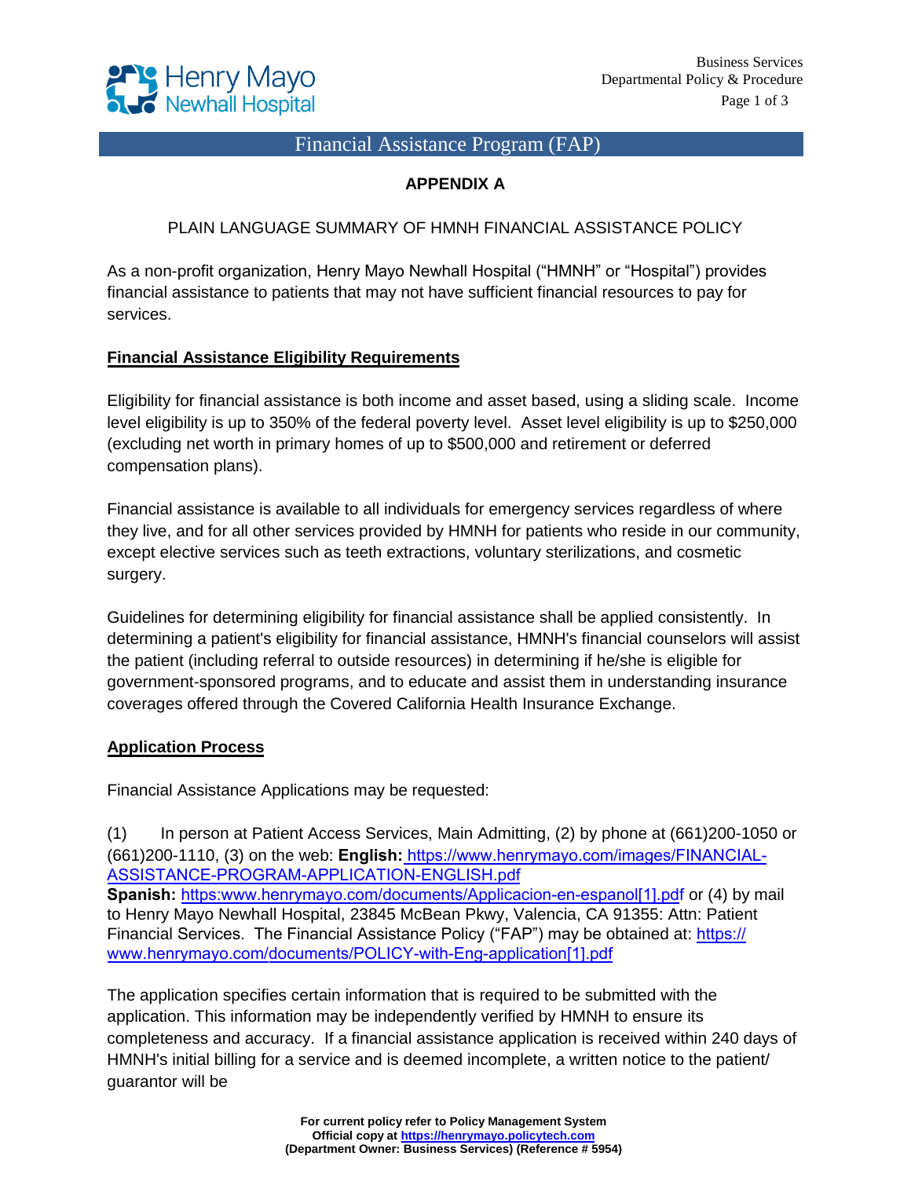# Financial Assistance Program (FAP)

## APPENDIX A

PLAIN LANGUAGE SUMMARY OF HMNH FINANCIAL ASSISTANCE POLICY

As a non-profit organization, Henry Mayo Newhall Hospital ("HMNH" or "Hospital") provides financial assistance to patients that may not have sufficient financial resources to pay for services.

**Financial Assistance Eligibility Requirements**

Eligibility for financial assistance is both income and asset based, using a sliding scale. Income level eligibility is up to 350% of the federal poverty level. Asset level eligibility is up to $250,000 (excluding net worth in primary homes of up to $500,000 and retirement or deferred compensation plans).

Financial assistance is available to all individuals for emergency services regardless of where they live, and for all other services provided by HMNH for patients who reside in our community, except elective services such as teeth extractions, voluntary sterilizations, and cosmetic surgery.

Guidelines for determining eligibility for financial assistance shall be applied consistently. In determining a patient's eligibility for financial assistance, HMNH's financial counselors will assist the patient (including referral to outside resources) in determining if he/she is eligible for government-sponsored programs, and to educate and assist them in understanding insurance coverages offered through the Covered California Health Insurance Exchange.

**Application Process**

Financial Assistance Applications may be requested:

(1) In person at Patient Access Services, Main Admitting, (2) by phone at (661)200-1050 or (661)200-1110, (3) on the web: **English:** https://www.henrymayo.com/images/FINANCIAL-ASSISTANCE-PROGRAM-APPLICATION-ENGLISH.pdf
**Spanish:** https:www.henrymayo.com/documents/Applicacion-en-espanol[1].pdf or (4) by mail to Henry Mayo Newhall Hospital, 23845 McBean Pkwy, Valencia, CA 91355: Attn: Patient Financial Services. The Financial Assistance Policy ("FAP") may be obtained at: https://www.henrymayo.com/documents/POLICY-with-Eng-application[1].pdf

The application specifies certain information that is required to be submitted with the application. This information may be independently verified by HMNH to ensure its completeness and accuracy. If a financial assistance application is received within 240 days of HMNH's initial billing for a service and is deemed incomplete, a written notice to the patient/guarantor will be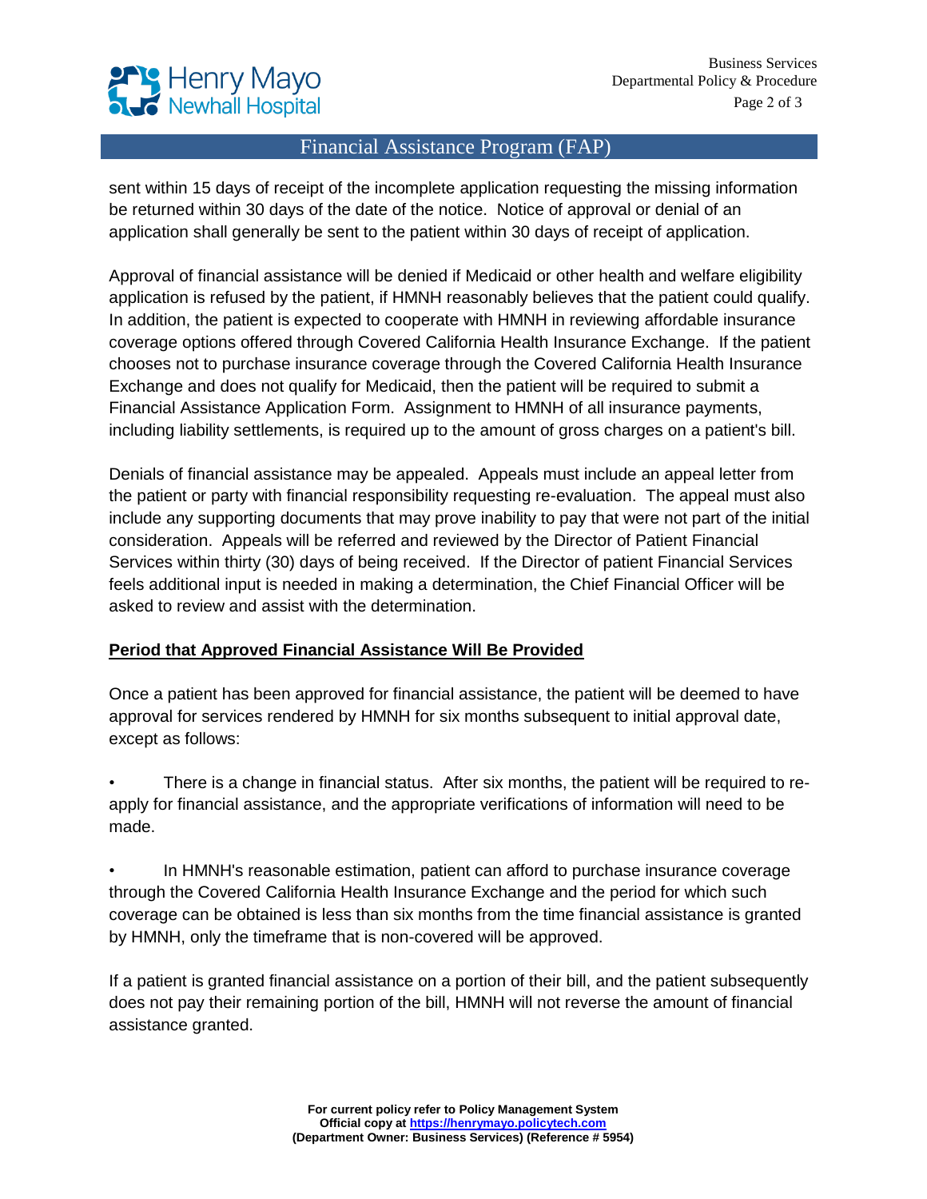sent within 15 days of receipt of the incomplete application requesting the missing information be returned within 30 days of the date of the notice. Notice of approval or denial of an application shall generally be sent to the patient within 30 days of receipt of application.

Approval of financial assistance will be denied if Medicaid or other health and welfare eligibility application is refused by the patient, if HMNH reasonably believes that the patient could qualify. In addition, the patient is expected to cooperate with HMNH in reviewing affordable insurance coverage options offered through Covered California Health Insurance Exchange. If the patient chooses not to purchase insurance coverage through the Covered California Health Insurance Exchange and does not qualify for Medicaid, then the patient will be required to submit a Financial Assistance Application Form. Assignment to HMNH of all insurance payments, including liability settlements, is required up to the amount of gross charges on a patient's bill.

Denials of financial assistance may be appealed. Appeals must include an appeal letter from the patient or party with financial responsibility requesting re-evaluation. The appeal must also include any supporting documents that may prove inability to pay that were not part of the initial consideration. Appeals will be referred and reviewed by the Director of Patient Financial Services within thirty (30) days of being received. If the Director of patient Financial Services feels additional input is needed in making a determination, the Chief Financial Officer will be asked to review and assist with the determination.

**<u>Period that Approved Financial Assistance Will Be Provided</u>**

Once a patient has been approved for financial assistance, the patient will be deemed to have approval for services rendered by HMNH for six months subsequent to initial approval date, except as follows:

- There is a change in financial status. After six months, the patient will be required to re-apply for financial assistance, and the appropriate verifications of information will need to be made.

- In HMNH's reasonable estimation, patient can afford to purchase insurance coverage through the Covered California Health Insurance Exchange and the period for which such coverage can be obtained is less than six months from the time financial assistance is granted by HMNH, only the timeframe that is non-covered will be approved.

If a patient is granted financial assistance on a portion of their bill, and the patient subsequently does not pay their remaining portion of the bill, HMNH will not reverse the amount of financial assistance granted.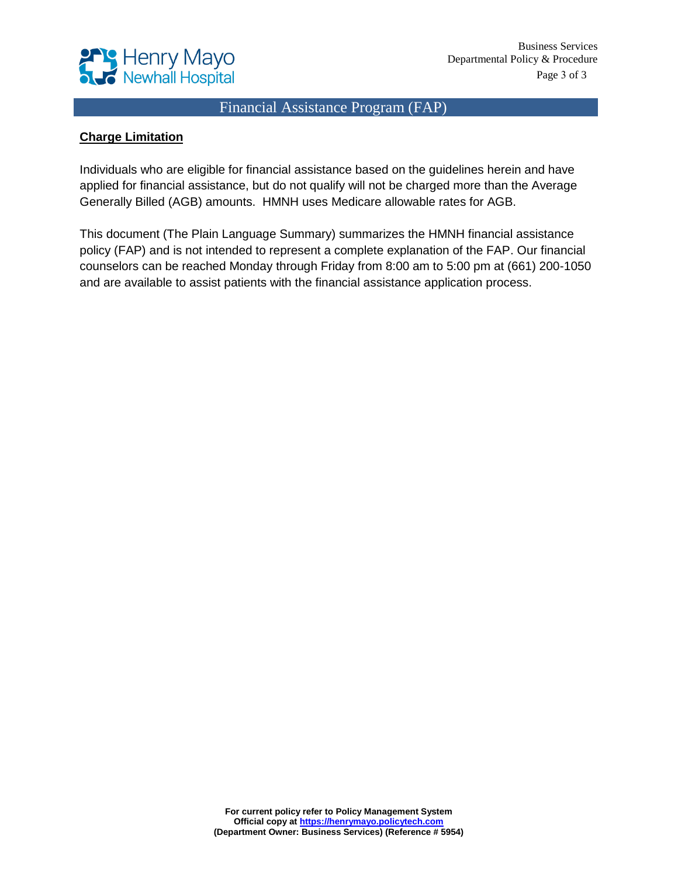## Financial Assistance Program (FAP)

### Charge Limitation

Individuals who are eligible for financial assistance based on the guidelines herein and have applied for financial assistance, but do not qualify will not be charged more than the Average Generally Billed (AGB) amounts. HMNH uses Medicare allowable rates for AGB.

This document (The Plain Language Summary) summarizes the HMNH financial assistance policy (FAP) and is not intended to represent a complete explanation of the FAP. Our financial counselors can be reached Monday through Friday from 8:00 am to 5:00 pm at (661) 200-1050 and are available to assist patients with the financial assistance application process.